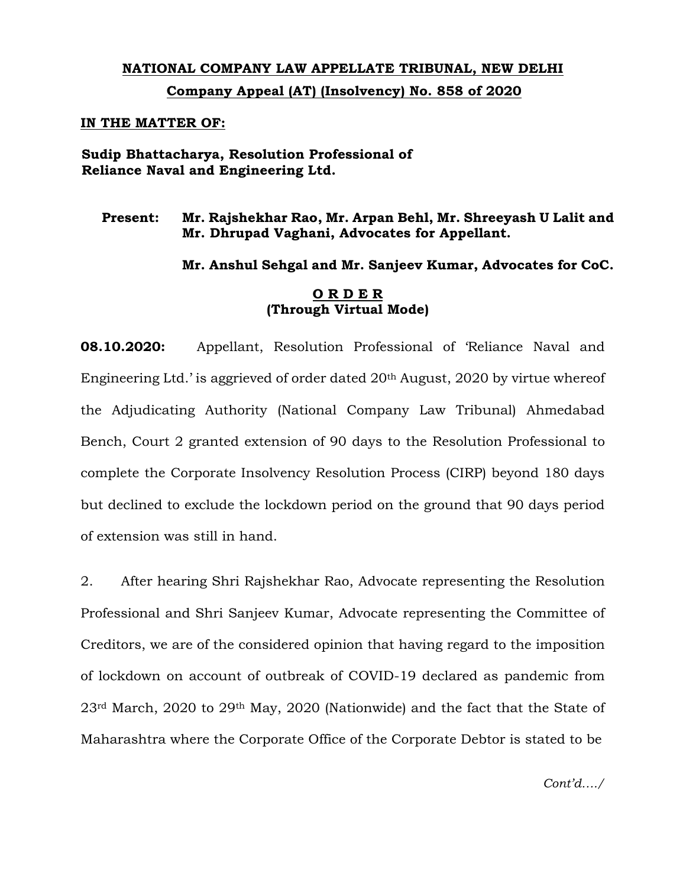**NATIONAL COMPANY LAW APPELLATE TRIBUNAL, NEW DELHI**

**Company Appeal (AT) (Insolvency) No. 858 of 2020**

**IN THE MATTER OF:**

**Sudip Bhattacharya, Resolution Professional of Reliance Naval and Engineering Ltd.**

**Present:** **Mr. Rajshekhar Rao, Mr. Arpan Behl, Mr. Shreeyash U Lalit and Mr. Dhrupad Vaghani, Advocates for Appellant.**

**Mr. Anshul Sehgal and Mr. Sanjeev Kumar, Advocates for CoC.**

**O R D E R**
**(Through Virtual Mode)**

**08.10.2020:** Appellant, Resolution Professional of 'Reliance Naval and Engineering Ltd.' is aggrieved of order dated 20th August, 2020 by virtue whereof the Adjudicating Authority (National Company Law Tribunal) Ahmedabad Bench, Court 2 granted extension of 90 days to the Resolution Professional to complete the Corporate Insolvency Resolution Process (CIRP) beyond 180 days but declined to exclude the lockdown period on the ground that 90 days period of extension was still in hand.

2. After hearing Shri Rajshekhar Rao, Advocate representing the Resolution Professional and Shri Sanjeev Kumar, Advocate representing the Committee of Creditors, we are of the considered opinion that having regard to the imposition of lockdown on account of outbreak of COVID-19 declared as pandemic from 23rd March, 2020 to 29th May, 2020 (Nationwide) and the fact that the State of Maharashtra where the Corporate Office of the Corporate Debtor is stated to be

*Cont'd…./*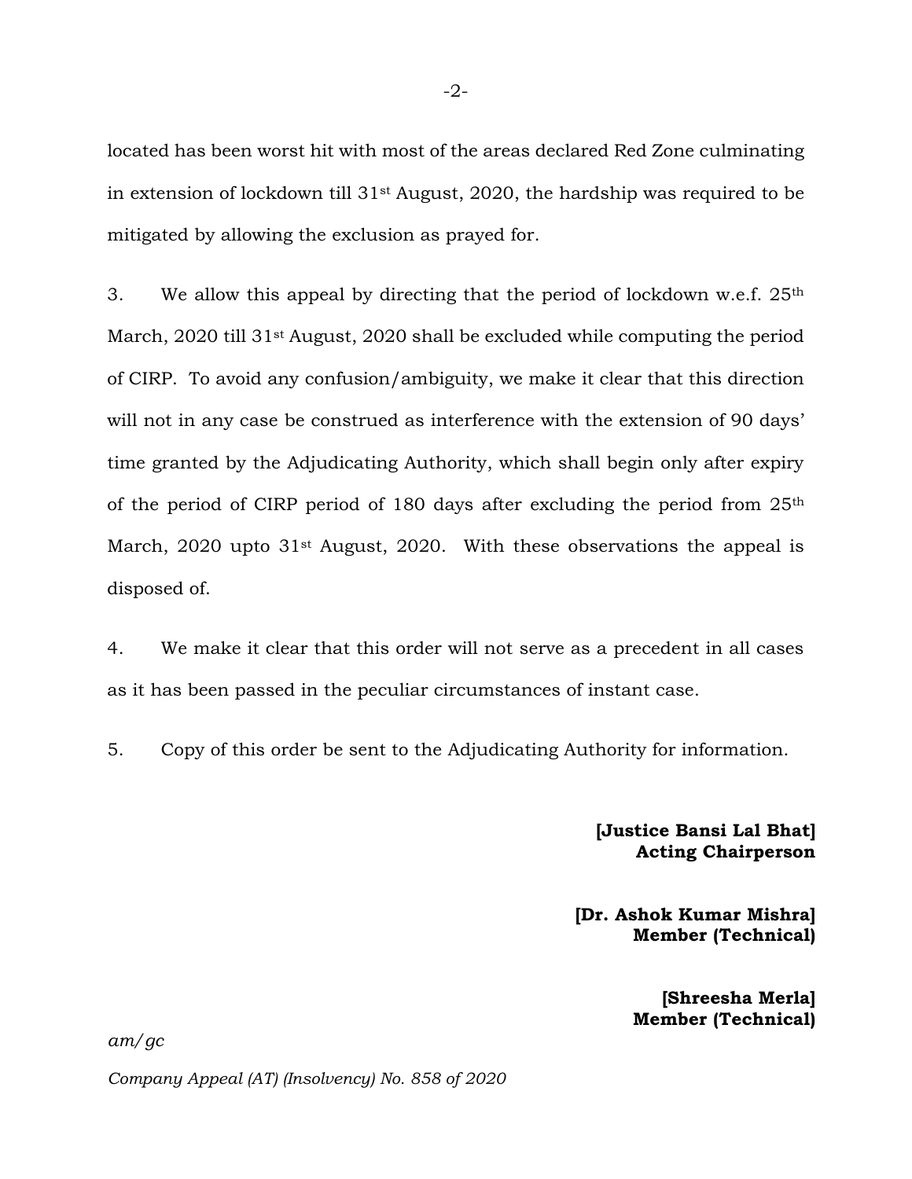located has been worst hit with most of the areas declared Red Zone culminating in extension of lockdown till 31st August, 2020, the hardship was required to be mitigated by allowing the exclusion as prayed for.

3. We allow this appeal by directing that the period of lockdown w.e.f. 25th March, 2020 till 31st August, 2020 shall be excluded while computing the period of CIRP. To avoid any confusion/ambiguity, we make it clear that this direction will not in any case be construed as interference with the extension of 90 days' time granted by the Adjudicating Authority, which shall begin only after expiry of the period of CIRP period of 180 days after excluding the period from 25th March, 2020 upto 31st August, 2020. With these observations the appeal is disposed of.

4. We make it clear that this order will not serve as a precedent in all cases as it has been passed in the peculiar circumstances of instant case.

5. Copy of this order be sent to the Adjudicating Authority for information.

**[Justice Bansi Lal Bhat]**
**Acting Chairperson**

**[Dr. Ashok Kumar Mishra]**
**Member (Technical)**

**[Shreesha Merla]**
**Member (Technical)**

*am/gc*

*Company Appeal (AT) (Insolvency) No. 858 of 2020*